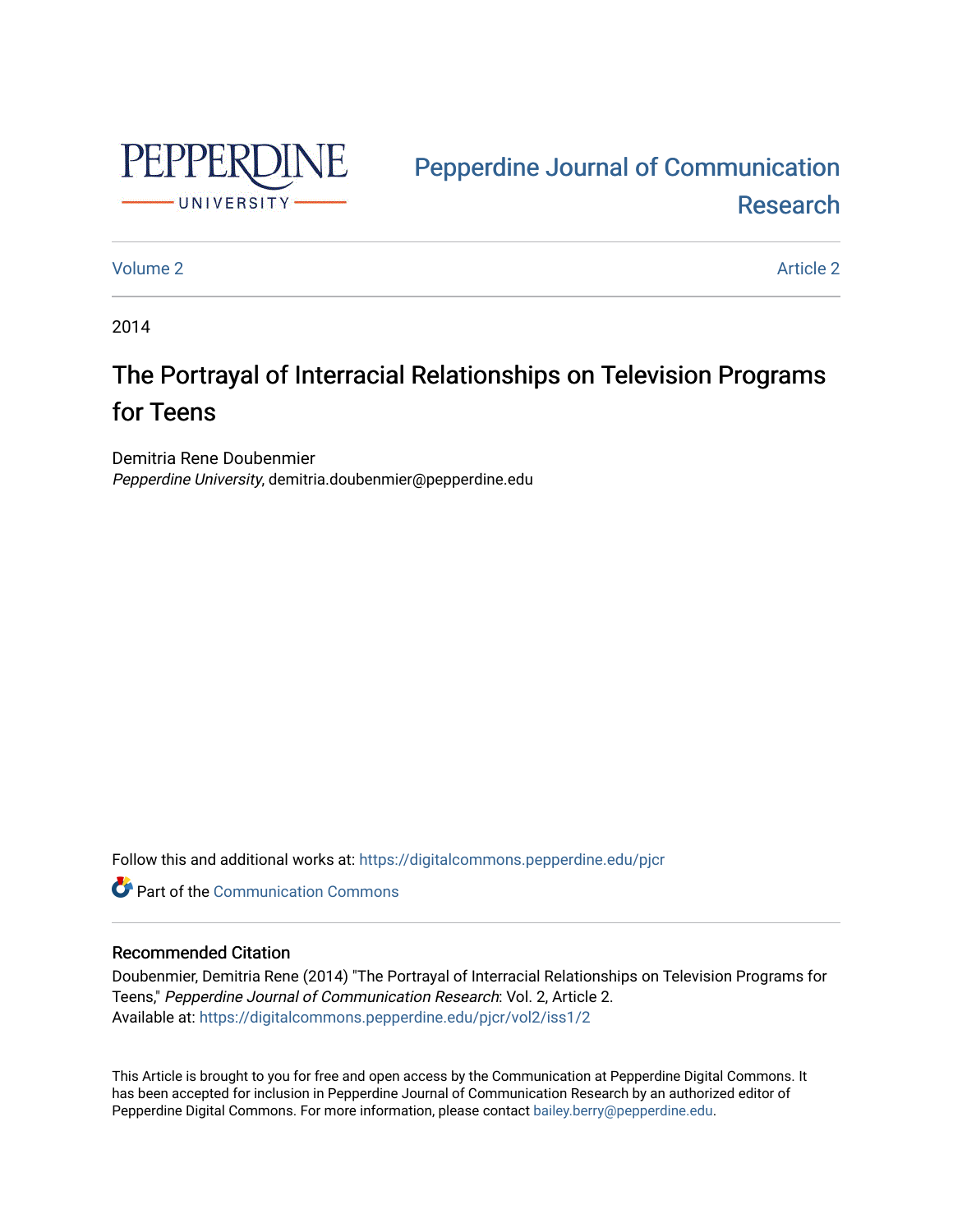Pepperdine Journal of Communication Research

Volume 2 | Article 2

2014

# The Portrayal of Interracial Relationships on Television Programs for Teens

Demitria Rene Doubenmier
*Pepperdine University*, demitria.doubenmier@pepperdine.edu

Follow this and additional works at: https://digitalcommons.pepperdine.edu/pjcr

Part of the Communication Commons

## Recommended Citation

Doubenmier, Demitria Rene (2014) "The Portrayal of Interracial Relationships on Television Programs for Teens," *Pepperdine Journal of Communication Research*: Vol. 2, Article 2.
Available at: https://digitalcommons.pepperdine.edu/pjcr/vol2/iss1/2

This Article is brought to you for free and open access by the Communication at Pepperdine Digital Commons. It has been accepted for inclusion in Pepperdine Journal of Communication Research by an authorized editor of Pepperdine Digital Commons. For more information, please contact bailey.berry@pepperdine.edu.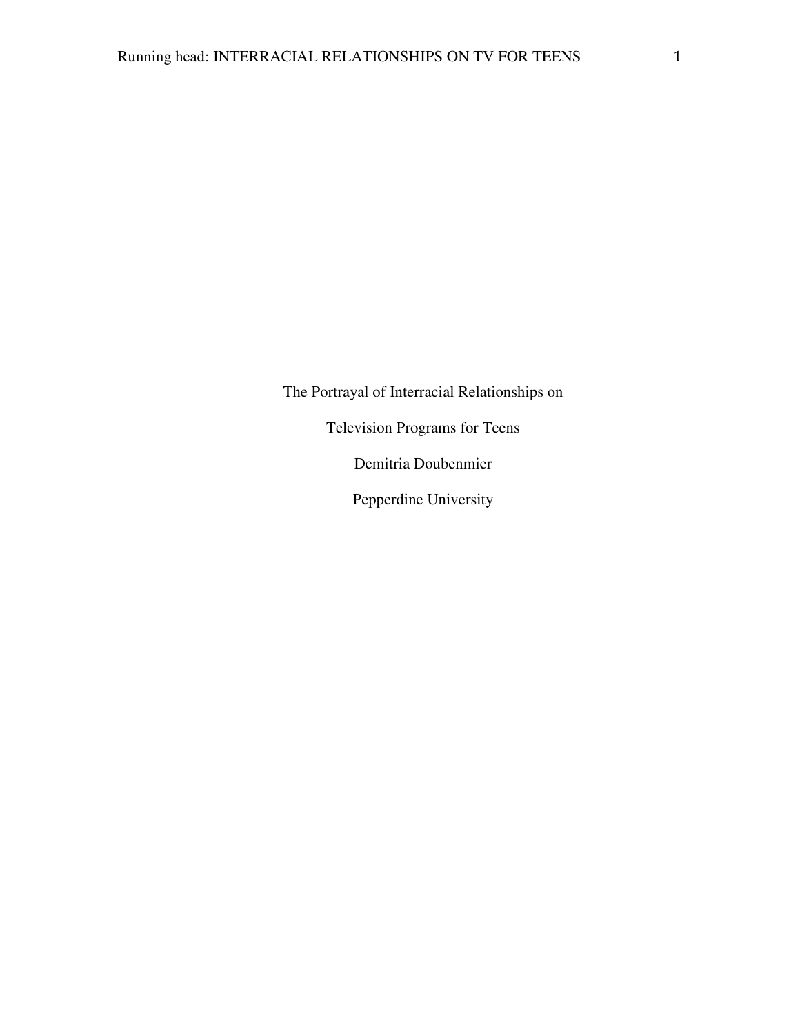The Portrayal of Interracial Relationships on

Television Programs for Teens

Demitria Doubenmier

Pepperdine University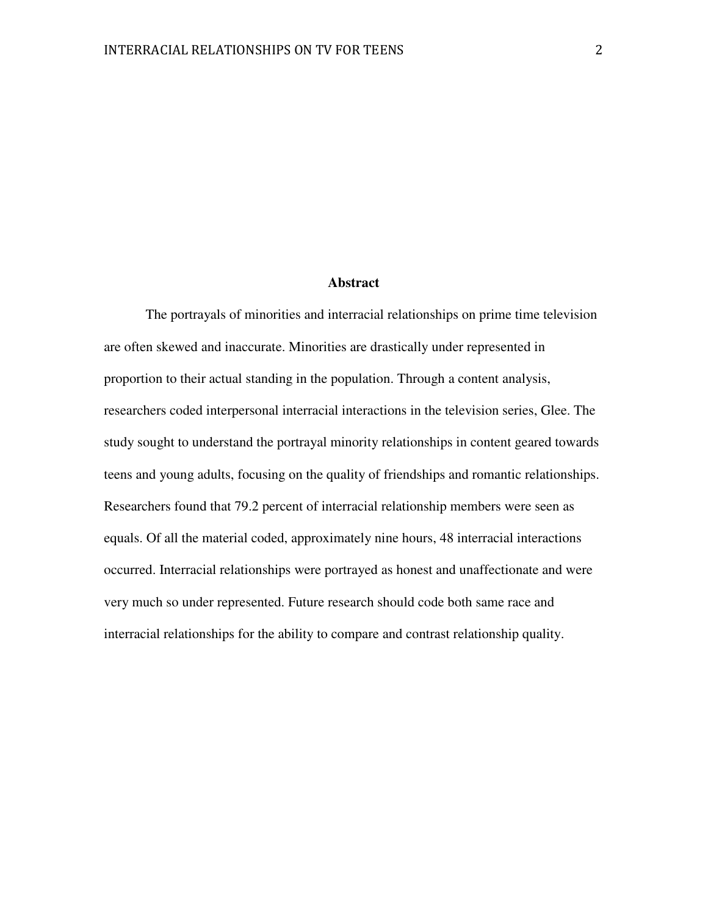## Abstract

The portrayals of minorities and interracial relationships on prime time television are often skewed and inaccurate. Minorities are drastically under represented in proportion to their actual standing in the population. Through a content analysis, researchers coded interpersonal interracial interactions in the television series, Glee. The study sought to understand the portrayal minority relationships in content geared towards teens and young adults, focusing on the quality of friendships and romantic relationships. Researchers found that 79.2 percent of interracial relationship members were seen as equals. Of all the material coded, approximately nine hours, 48 interracial interactions occurred. Interracial relationships were portrayed as honest and unaffectionate and were very much so under represented. Future research should code both same race and interracial relationships for the ability to compare and contrast relationship quality.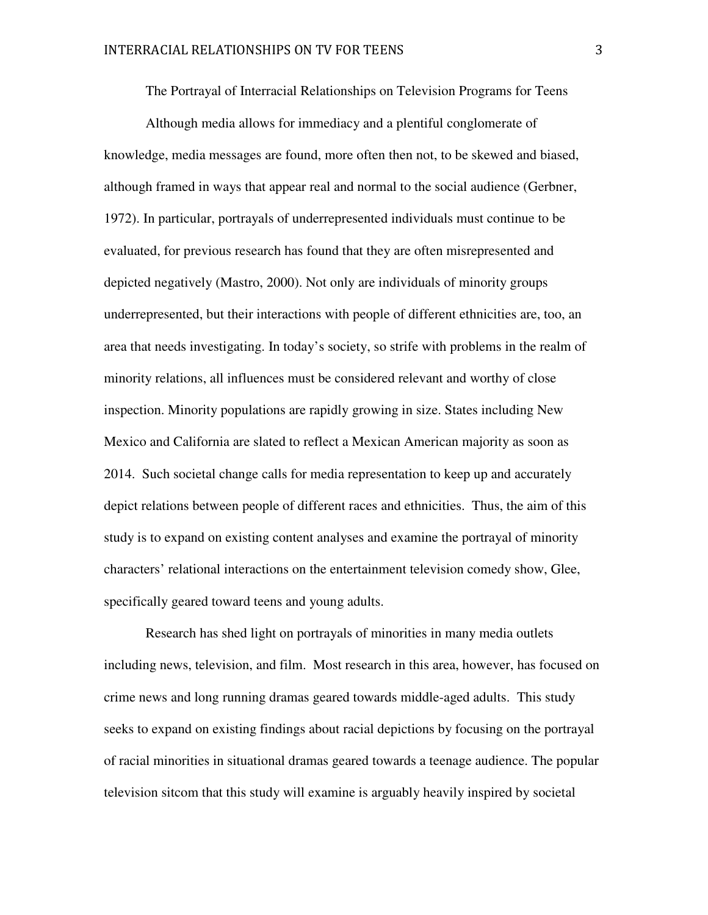The Portrayal of Interracial Relationships on Television Programs for Teens

Although media allows for immediacy and a plentiful conglomerate of knowledge, media messages are found, more often then not, to be skewed and biased, although framed in ways that appear real and normal to the social audience (Gerbner, 1972). In particular, portrayals of underrepresented individuals must continue to be evaluated, for previous research has found that they are often misrepresented and depicted negatively (Mastro, 2000). Not only are individuals of minority groups underrepresented, but their interactions with people of different ethnicities are, too, an area that needs investigating. In today's society, so strife with problems in the realm of minority relations, all influences must be considered relevant and worthy of close inspection. Minority populations are rapidly growing in size. States including New Mexico and California are slated to reflect a Mexican American majority as soon as 2014. Such societal change calls for media representation to keep up and accurately depict relations between people of different races and ethnicities. Thus, the aim of this study is to expand on existing content analyses and examine the portrayal of minority characters' relational interactions on the entertainment television comedy show, Glee, specifically geared toward teens and young adults.

Research has shed light on portrayals of minorities in many media outlets including news, television, and film. Most research in this area, however, has focused on crime news and long running dramas geared towards middle-aged adults. This study seeks to expand on existing findings about racial depictions by focusing on the portrayal of racial minorities in situational dramas geared towards a teenage audience. The popular television sitcom that this study will examine is arguably heavily inspired by societal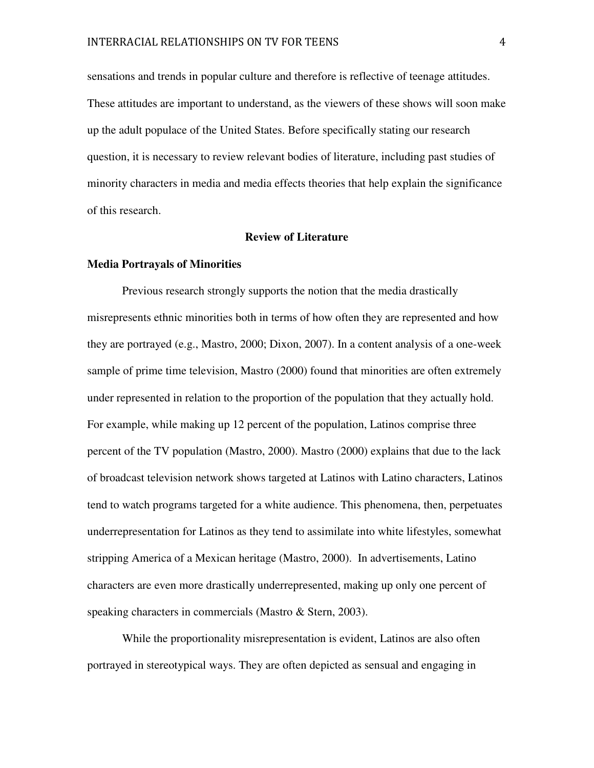sensations and trends in popular culture and therefore is reflective of teenage attitudes. These attitudes are important to understand, as the viewers of these shows will soon make up the adult populace of the United States. Before specifically stating our research question, it is necessary to review relevant bodies of literature, including past studies of minority characters in media and media effects theories that help explain the significance of this research.

## Review of Literature

### Media Portrayals of Minorities

Previous research strongly supports the notion that the media drastically misrepresents ethnic minorities both in terms of how often they are represented and how they are portrayed (e.g., Mastro, 2000; Dixon, 2007). In a content analysis of a one-week sample of prime time television, Mastro (2000) found that minorities are often extremely under represented in relation to the proportion of the population that they actually hold. For example, while making up 12 percent of the population, Latinos comprise three percent of the TV population (Mastro, 2000). Mastro (2000) explains that due to the lack of broadcast television network shows targeted at Latinos with Latino characters, Latinos tend to watch programs targeted for a white audience. This phenomena, then, perpetuates underrepresentation for Latinos as they tend to assimilate into white lifestyles, somewhat stripping America of a Mexican heritage (Mastro, 2000). In advertisements, Latino characters are even more drastically underrepresented, making up only one percent of speaking characters in commercials (Mastro & Stern, 2003).

While the proportionality misrepresentation is evident, Latinos are also often portrayed in stereotypical ways. They are often depicted as sensual and engaging in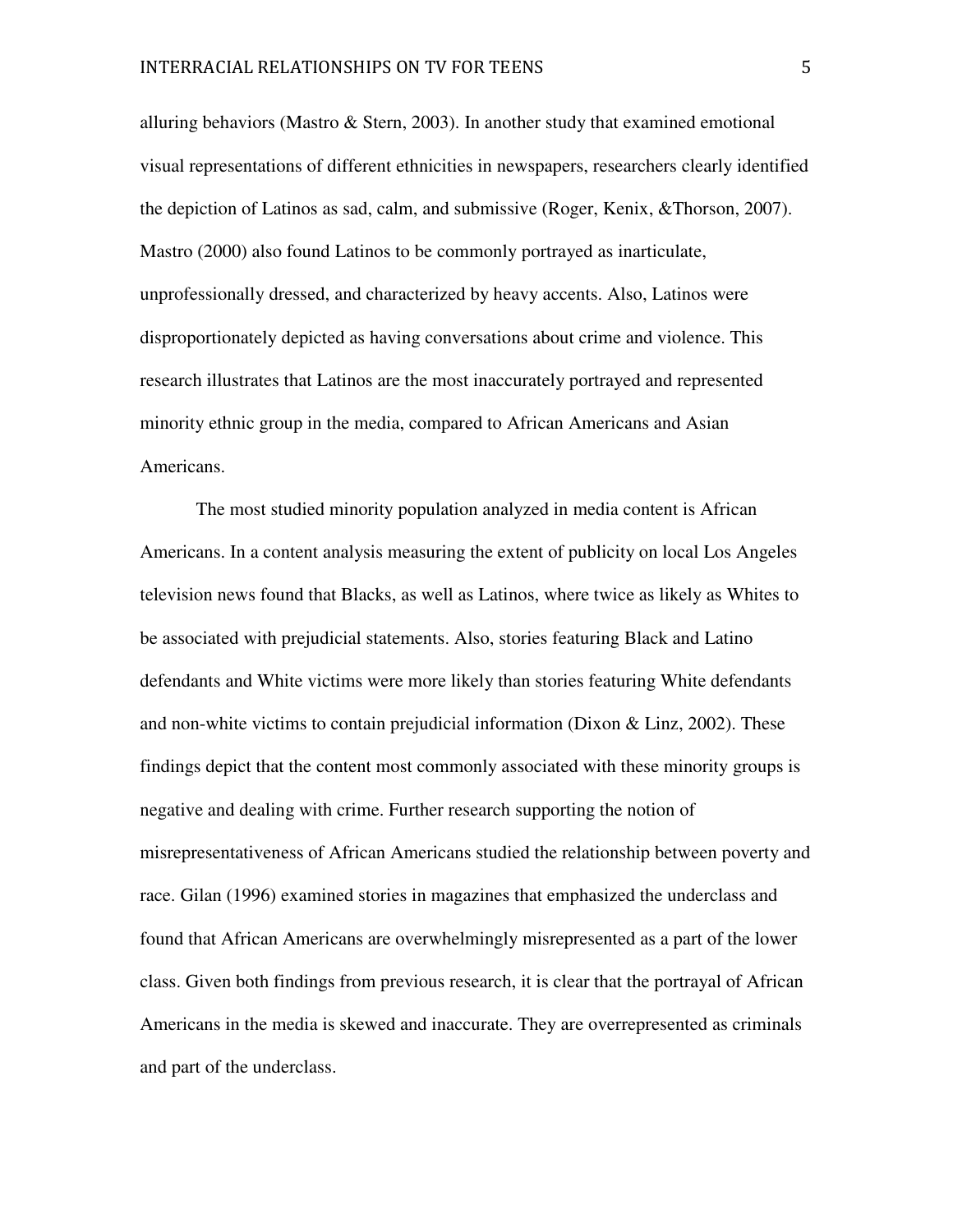alluring behaviors (Mastro & Stern, 2003). In another study that examined emotional visual representations of different ethnicities in newspapers, researchers clearly identified the depiction of Latinos as sad, calm, and submissive (Roger, Kenix, &Thorson, 2007). Mastro (2000) also found Latinos to be commonly portrayed as inarticulate, unprofessionally dressed, and characterized by heavy accents. Also, Latinos were disproportionately depicted as having conversations about crime and violence. This research illustrates that Latinos are the most inaccurately portrayed and represented minority ethnic group in the media, compared to African Americans and Asian Americans.

The most studied minority population analyzed in media content is African Americans. In a content analysis measuring the extent of publicity on local Los Angeles television news found that Blacks, as well as Latinos, where twice as likely as Whites to be associated with prejudicial statements. Also, stories featuring Black and Latino defendants and White victims were more likely than stories featuring White defendants and non-white victims to contain prejudicial information (Dixon & Linz, 2002). These findings depict that the content most commonly associated with these minority groups is negative and dealing with crime. Further research supporting the notion of misrepresentativeness of African Americans studied the relationship between poverty and race. Gilan (1996) examined stories in magazines that emphasized the underclass and found that African Americans are overwhelmingly misrepresented as a part of the lower class. Given both findings from previous research, it is clear that the portrayal of African Americans in the media is skewed and inaccurate. They are overrepresented as criminals and part of the underclass.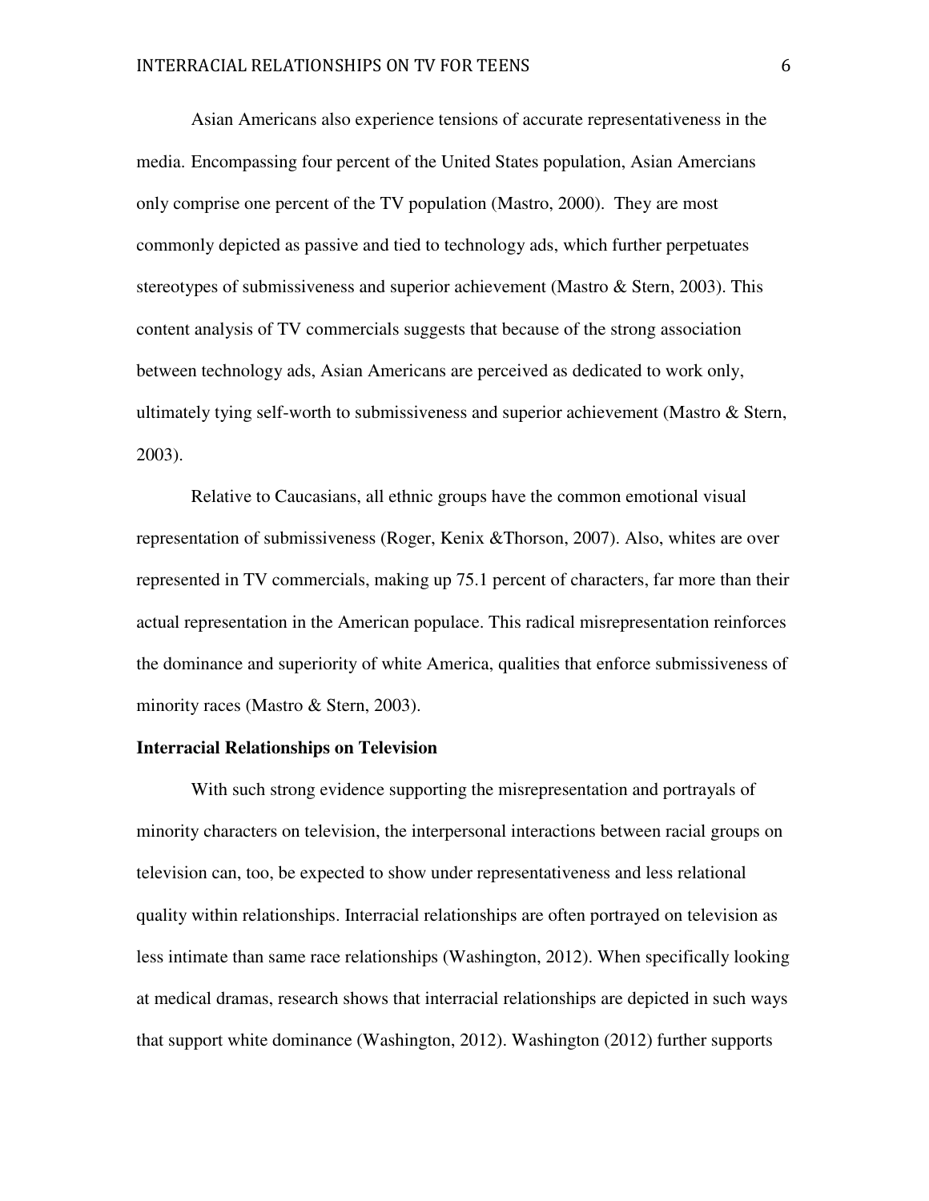Asian Americans also experience tensions of accurate representativeness in the media. Encompassing four percent of the United States population, Asian Amercians only comprise one percent of the TV population (Mastro, 2000). They are most commonly depicted as passive and tied to technology ads, which further perpetuates stereotypes of submissiveness and superior achievement (Mastro & Stern, 2003). This content analysis of TV commercials suggests that because of the strong association between technology ads, Asian Americans are perceived as dedicated to work only, ultimately tying self-worth to submissiveness and superior achievement (Mastro & Stern, 2003).

Relative to Caucasians, all ethnic groups have the common emotional visual representation of submissiveness (Roger, Kenix &Thorson, 2007). Also, whites are over represented in TV commercials, making up 75.1 percent of characters, far more than their actual representation in the American populace. This radical misrepresentation reinforces the dominance and superiority of white America, qualities that enforce submissiveness of minority races (Mastro & Stern, 2003).

**Interracial Relationships on Television**

With such strong evidence supporting the misrepresentation and portrayals of minority characters on television, the interpersonal interactions between racial groups on television can, too, be expected to show under representativeness and less relational quality within relationships. Interracial relationships are often portrayed on television as less intimate than same race relationships (Washington, 2012). When specifically looking at medical dramas, research shows that interracial relationships are depicted in such ways that support white dominance (Washington, 2012). Washington (2012) further supports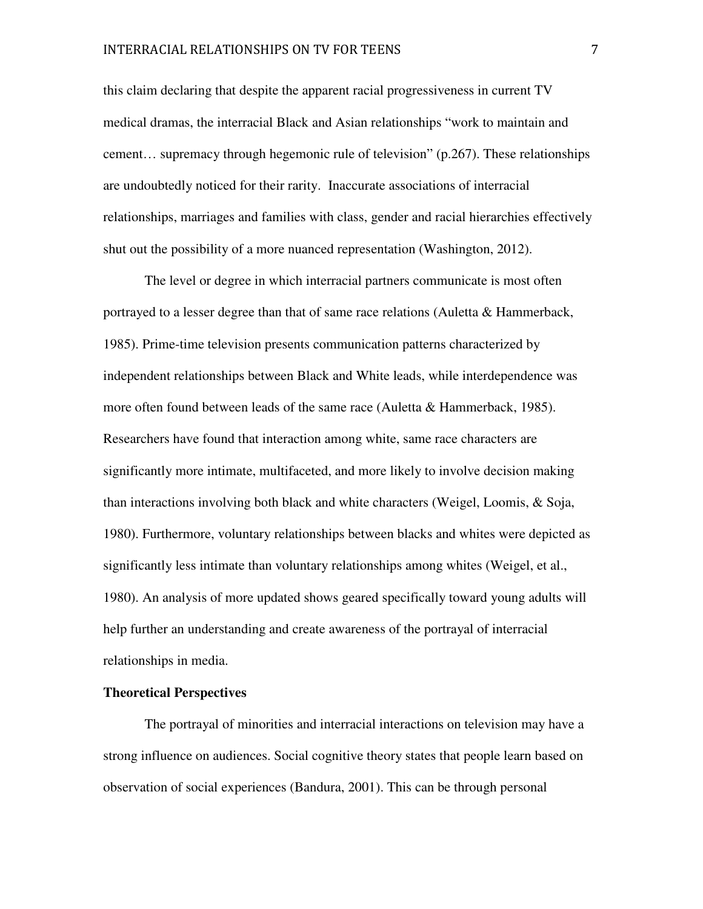this claim declaring that despite the apparent racial progressiveness in current TV medical dramas, the interracial Black and Asian relationships "work to maintain and cement… supremacy through hegemonic rule of television" (p.267). These relationships are undoubtedly noticed for their rarity. Inaccurate associations of interracial relationships, marriages and families with class, gender and racial hierarchies effectively shut out the possibility of a more nuanced representation (Washington, 2012).

The level or degree in which interracial partners communicate is most often portrayed to a lesser degree than that of same race relations (Auletta & Hammerback, 1985). Prime-time television presents communication patterns characterized by independent relationships between Black and White leads, while interdependence was more often found between leads of the same race (Auletta & Hammerback, 1985). Researchers have found that interaction among white, same race characters are significantly more intimate, multifaceted, and more likely to involve decision making than interactions involving both black and white characters (Weigel, Loomis, & Soja, 1980). Furthermore, voluntary relationships between blacks and whites were depicted as significantly less intimate than voluntary relationships among whites (Weigel, et al., 1980). An analysis of more updated shows geared specifically toward young adults will help further an understanding and create awareness of the portrayal of interracial relationships in media.

**Theoretical Perspectives**

The portrayal of minorities and interracial interactions on television may have a strong influence on audiences. Social cognitive theory states that people learn based on observation of social experiences (Bandura, 2001). This can be through personal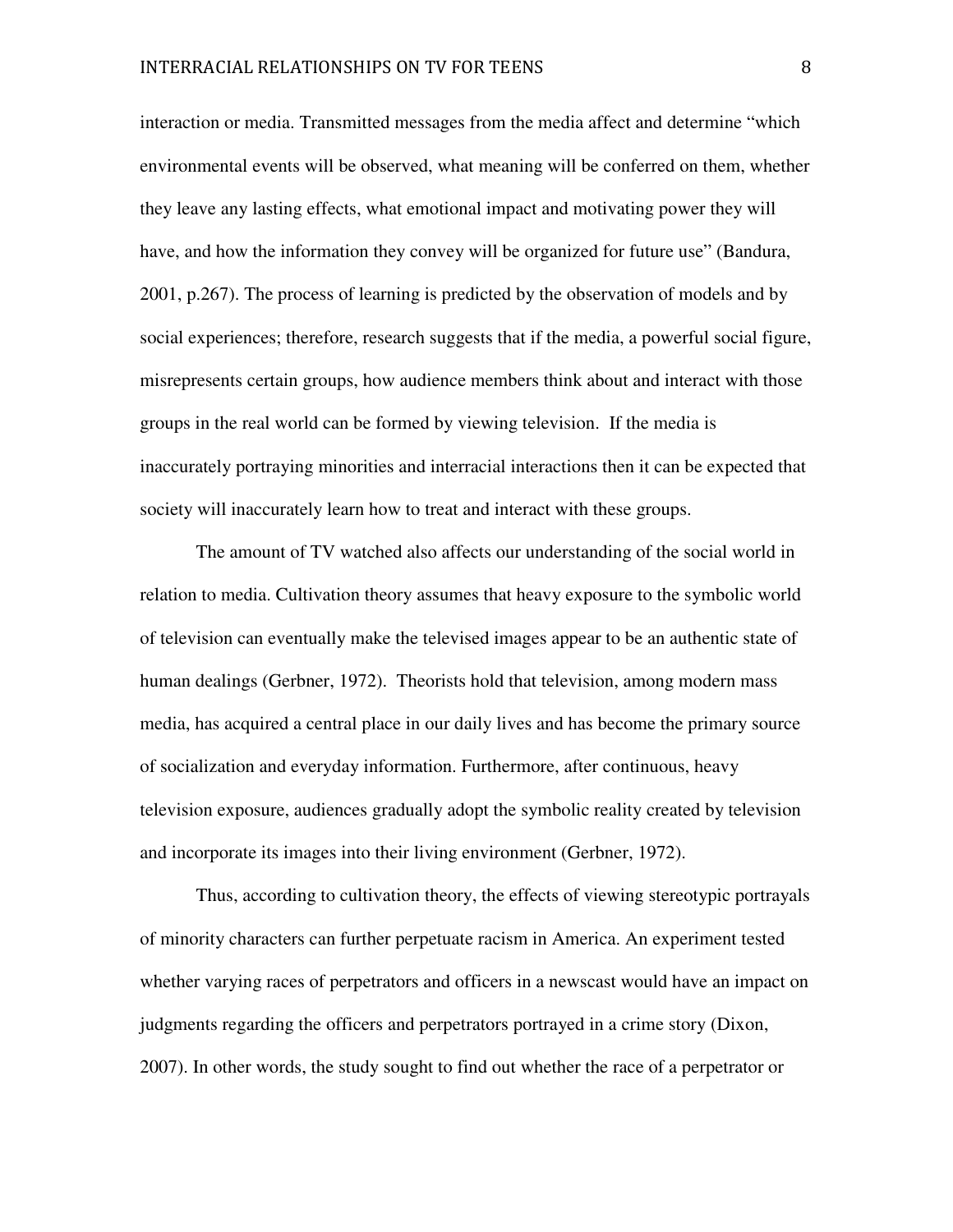interaction or media. Transmitted messages from the media affect and determine "which environmental events will be observed, what meaning will be conferred on them, whether they leave any lasting effects, what emotional impact and motivating power they will have, and how the information they convey will be organized for future use" (Bandura, 2001, p.267). The process of learning is predicted by the observation of models and by social experiences; therefore, research suggests that if the media, a powerful social figure, misrepresents certain groups, how audience members think about and interact with those groups in the real world can be formed by viewing television. If the media is inaccurately portraying minorities and interracial interactions then it can be expected that society will inaccurately learn how to treat and interact with these groups.

The amount of TV watched also affects our understanding of the social world in relation to media. Cultivation theory assumes that heavy exposure to the symbolic world of television can eventually make the televised images appear to be an authentic state of human dealings (Gerbner, 1972). Theorists hold that television, among modern mass media, has acquired a central place in our daily lives and has become the primary source of socialization and everyday information. Furthermore, after continuous, heavy television exposure, audiences gradually adopt the symbolic reality created by television and incorporate its images into their living environment (Gerbner, 1972).

Thus, according to cultivation theory, the effects of viewing stereotypic portrayals of minority characters can further perpetuate racism in America. An experiment tested whether varying races of perpetrators and officers in a newscast would have an impact on judgments regarding the officers and perpetrators portrayed in a crime story (Dixon, 2007). In other words, the study sought to find out whether the race of a perpetrator or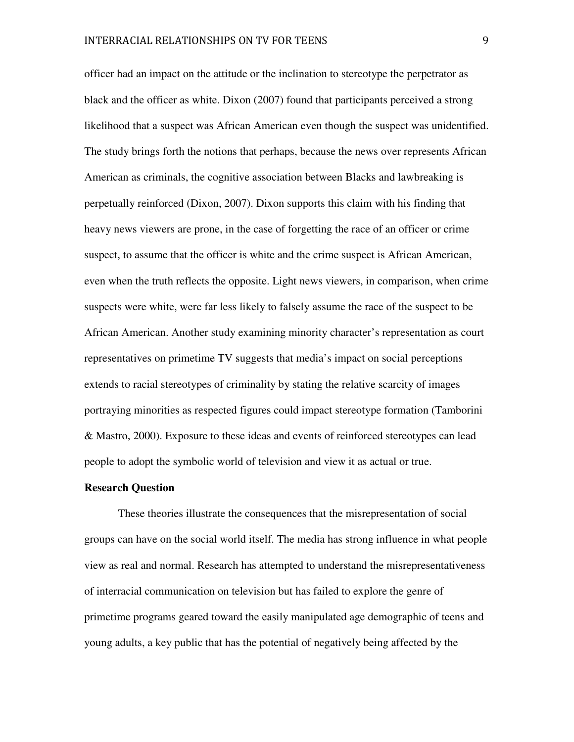officer had an impact on the attitude or the inclination to stereotype the perpetrator as black and the officer as white. Dixon (2007) found that participants perceived a strong likelihood that a suspect was African American even though the suspect was unidentified. The study brings forth the notions that perhaps, because the news over represents African American as criminals, the cognitive association between Blacks and lawbreaking is perpetually reinforced (Dixon, 2007). Dixon supports this claim with his finding that heavy news viewers are prone, in the case of forgetting the race of an officer or crime suspect, to assume that the officer is white and the crime suspect is African American, even when the truth reflects the opposite. Light news viewers, in comparison, when crime suspects were white, were far less likely to falsely assume the race of the suspect to be African American. Another study examining minority character's representation as court representatives on primetime TV suggests that media's impact on social perceptions extends to racial stereotypes of criminality by stating the relative scarcity of images portraying minorities as respected figures could impact stereotype formation (Tamborini & Mastro, 2000). Exposure to these ideas and events of reinforced stereotypes can lead people to adopt the symbolic world of television and view it as actual or true.

**Research Question**

These theories illustrate the consequences that the misrepresentation of social groups can have on the social world itself. The media has strong influence in what people view as real and normal. Research has attempted to understand the misrepresentativeness of interracial communication on television but has failed to explore the genre of primetime programs geared toward the easily manipulated age demographic of teens and young adults, a key public that has the potential of negatively being affected by the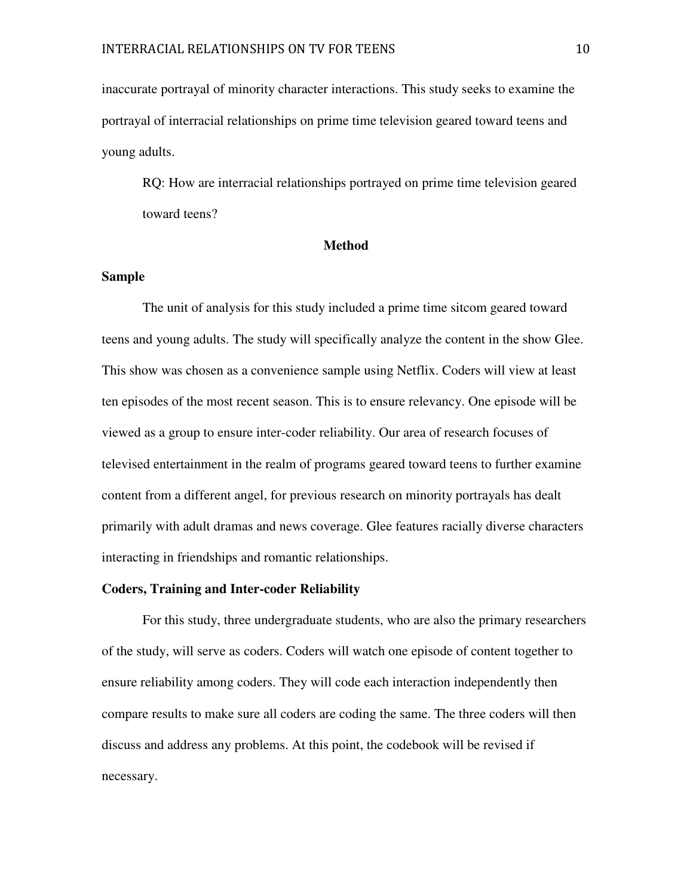inaccurate portrayal of minority character interactions. This study seeks to examine the portrayal of interracial relationships on prime time television geared toward teens and young adults.

> RQ: How are interracial relationships portrayed on prime time television geared toward teens?

## Method

### Sample

The unit of analysis for this study included a prime time sitcom geared toward teens and young adults. The study will specifically analyze the content in the show Glee. This show was chosen as a convenience sample using Netflix. Coders will view at least ten episodes of the most recent season. This is to ensure relevancy. One episode will be viewed as a group to ensure inter-coder reliability. Our area of research focuses of televised entertainment in the realm of programs geared toward teens to further examine content from a different angel, for previous research on minority portrayals has dealt primarily with adult dramas and news coverage. Glee features racially diverse characters interacting in friendships and romantic relationships.

### Coders, Training and Inter-coder Reliability

For this study, three undergraduate students, who are also the primary researchers of the study, will serve as coders. Coders will watch one episode of content together to ensure reliability among coders. They will code each interaction independently then compare results to make sure all coders are coding the same. The three coders will then discuss and address any problems. At this point, the codebook will be revised if necessary.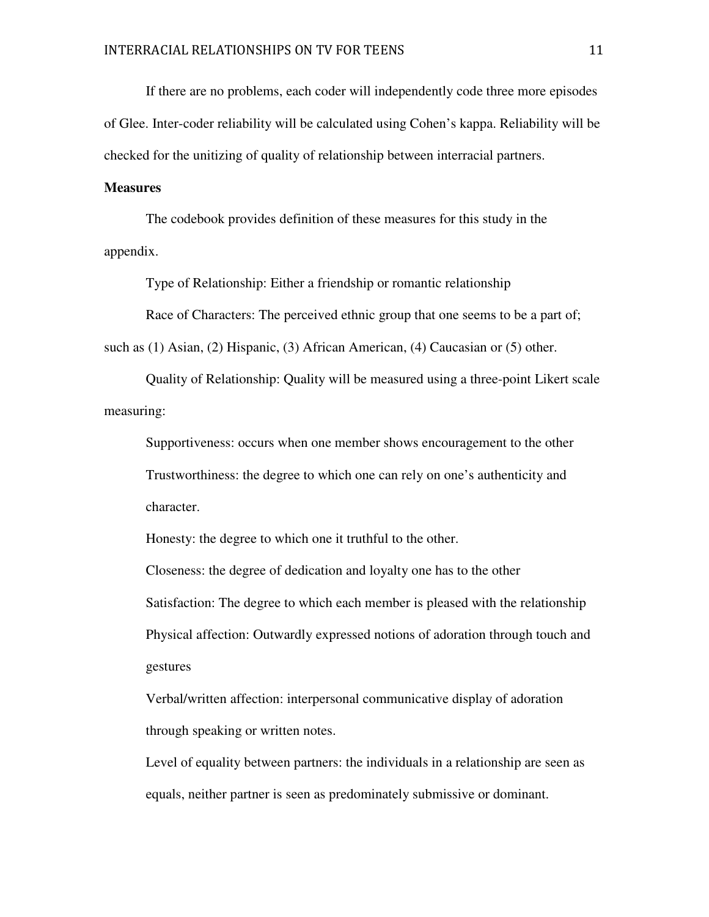If there are no problems, each coder will independently code three more episodes of Glee. Inter-coder reliability will be calculated using Cohen's kappa. Reliability will be checked for the unitizing of quality of relationship between interracial partners.

**Measures**

The codebook provides definition of these measures for this study in the appendix.

Type of Relationship: Either a friendship or romantic relationship

Race of Characters: The perceived ethnic group that one seems to be a part of; such as (1) Asian, (2) Hispanic, (3) African American, (4) Caucasian or (5) other.

Quality of Relationship: Quality will be measured using a three-point Likert scale measuring:

Supportiveness: occurs when one member shows encouragement to the other

Trustworthiness: the degree to which one can rely on one's authenticity and character.

Honesty: the degree to which one it truthful to the other.

Closeness: the degree of dedication and loyalty one has to the other

Satisfaction: The degree to which each member is pleased with the relationship

Physical affection: Outwardly expressed notions of adoration through touch and gestures

Verbal/written affection: interpersonal communicative display of adoration through speaking or written notes.

Level of equality between partners: the individuals in a relationship are seen as equals, neither partner is seen as predominately submissive or dominant.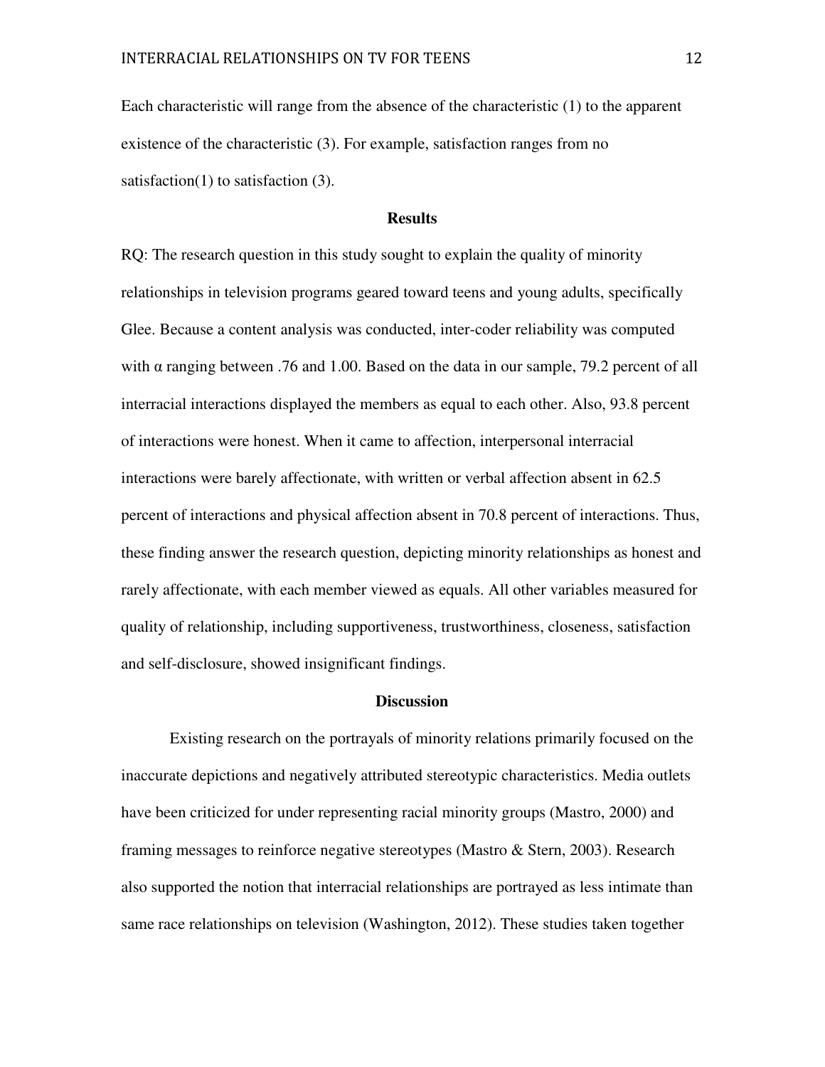Each characteristic will range from the absence of the characteristic (1) to the apparent existence of the characteristic (3). For example, satisfaction ranges from no satisfaction(1) to satisfaction (3).

## Results

RQ: The research question in this study sought to explain the quality of minority relationships in television programs geared toward teens and young adults, specifically Glee. Because a content analysis was conducted, inter-coder reliability was computed with α ranging between .76 and 1.00. Based on the data in our sample, 79.2 percent of all interracial interactions displayed the members as equal to each other. Also, 93.8 percent of interactions were honest. When it came to affection, interpersonal interracial interactions were barely affectionate, with written or verbal affection absent in 62.5 percent of interactions and physical affection absent in 70.8 percent of interactions. Thus, these finding answer the research question, depicting minority relationships as honest and rarely affectionate, with each member viewed as equals. All other variables measured for quality of relationship, including supportiveness, trustworthiness, closeness, satisfaction and self-disclosure, showed insignificant findings.

## Discussion

Existing research on the portrayals of minority relations primarily focused on the inaccurate depictions and negatively attributed stereotypic characteristics. Media outlets have been criticized for under representing racial minority groups (Mastro, 2000) and framing messages to reinforce negative stereotypes (Mastro & Stern, 2003). Research also supported the notion that interracial relationships are portrayed as less intimate than same race relationships on television (Washington, 2012). These studies taken together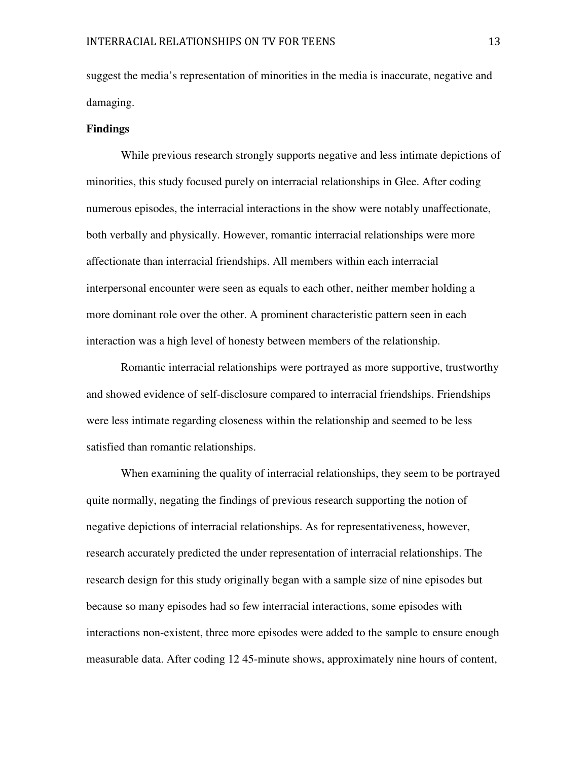suggest the media's representation of minorities in the media is inaccurate, negative and damaging.

**Findings**

While previous research strongly supports negative and less intimate depictions of minorities, this study focused purely on interracial relationships in Glee. After coding numerous episodes, the interracial interactions in the show were notably unaffectionate, both verbally and physically. However, romantic interracial relationships were more affectionate than interracial friendships. All members within each interracial interpersonal encounter were seen as equals to each other, neither member holding a more dominant role over the other. A prominent characteristic pattern seen in each interaction was a high level of honesty between members of the relationship.

Romantic interracial relationships were portrayed as more supportive, trustworthy and showed evidence of self-disclosure compared to interracial friendships. Friendships were less intimate regarding closeness within the relationship and seemed to be less satisfied than romantic relationships.

When examining the quality of interracial relationships, they seem to be portrayed quite normally, negating the findings of previous research supporting the notion of negative depictions of interracial relationships. As for representativeness, however, research accurately predicted the under representation of interracial relationships. The research design for this study originally began with a sample size of nine episodes but because so many episodes had so few interracial interactions, some episodes with interactions non-existent, three more episodes were added to the sample to ensure enough measurable data. After coding 12 45-minute shows, approximately nine hours of content,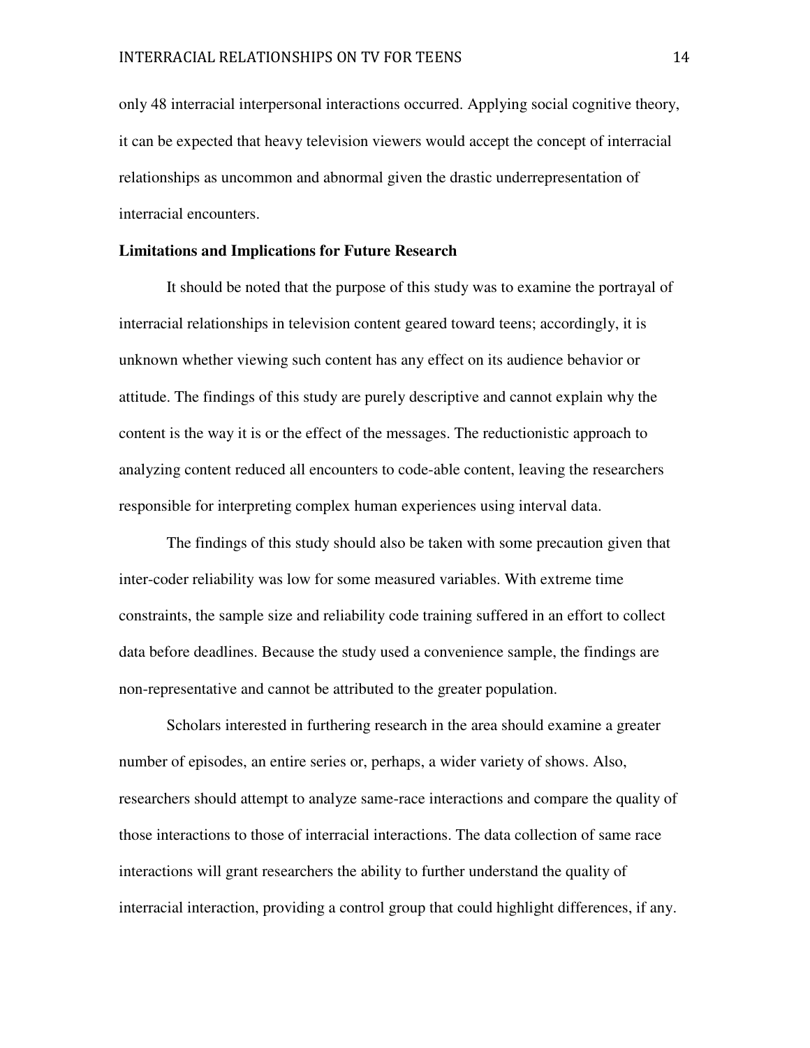only 48 interracial interpersonal interactions occurred. Applying social cognitive theory, it can be expected that heavy television viewers would accept the concept of interracial relationships as uncommon and abnormal given the drastic underrepresentation of interracial encounters.

**Limitations and Implications for Future Research**

It should be noted that the purpose of this study was to examine the portrayal of interracial relationships in television content geared toward teens; accordingly, it is unknown whether viewing such content has any effect on its audience behavior or attitude. The findings of this study are purely descriptive and cannot explain why the content is the way it is or the effect of the messages. The reductionistic approach to analyzing content reduced all encounters to code-able content, leaving the researchers responsible for interpreting complex human experiences using interval data.

The findings of this study should also be taken with some precaution given that inter-coder reliability was low for some measured variables. With extreme time constraints, the sample size and reliability code training suffered in an effort to collect data before deadlines. Because the study used a convenience sample, the findings are non-representative and cannot be attributed to the greater population.

Scholars interested in furthering research in the area should examine a greater number of episodes, an entire series or, perhaps, a wider variety of shows. Also, researchers should attempt to analyze same-race interactions and compare the quality of those interactions to those of interracial interactions. The data collection of same race interactions will grant researchers the ability to further understand the quality of interracial interaction, providing a control group that could highlight differences, if any.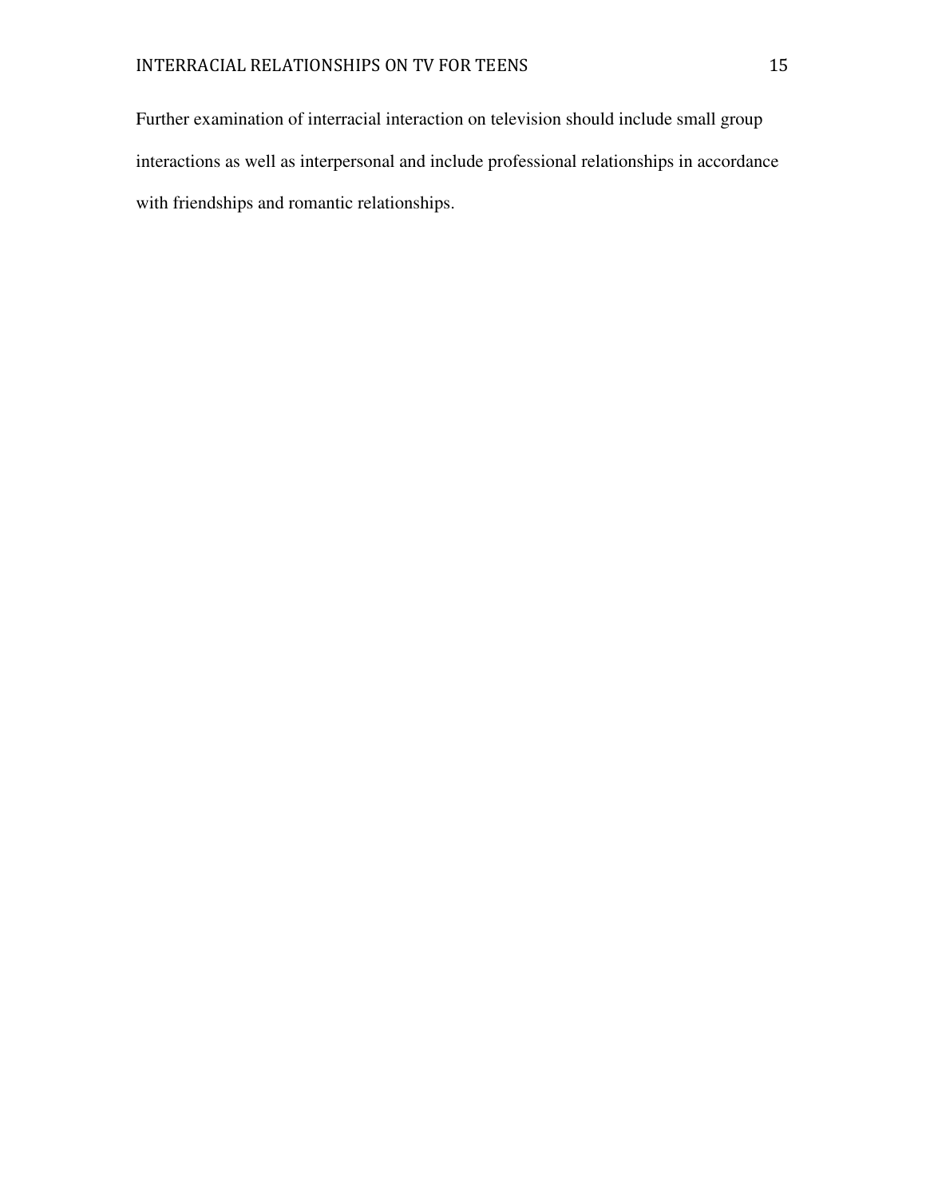Further examination of interracial interaction on television should include small group interactions as well as interpersonal and include professional relationships in accordance with friendships and romantic relationships.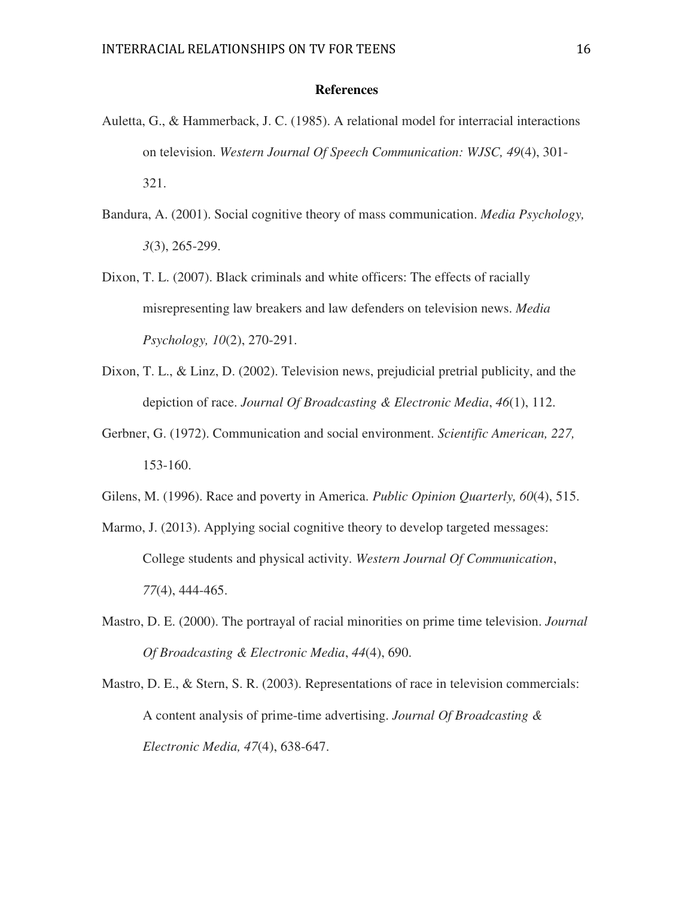# References

Auletta, G., & Hammerback, J. C. (1985). A relational model for interracial interactions on television. *Western Journal Of Speech Communication: WJSC, 49*(4), 301-321.

Bandura, A. (2001). Social cognitive theory of mass communication. *Media Psychology, 3*(3), 265-299.

Dixon, T. L. (2007). Black criminals and white officers: The effects of racially misrepresenting law breakers and law defenders on television news. *Media Psychology, 10*(2), 270-291.

Dixon, T. L., & Linz, D. (2002). Television news, prejudicial pretrial publicity, and the depiction of race. *Journal Of Broadcasting & Electronic Media*, *46*(1), 112.

Gerbner, G. (1972). Communication and social environment. *Scientific American, 227,* 153-160.

Gilens, M. (1996). Race and poverty in America. *Public Opinion Quarterly, 60*(4), 515.

Marmo, J. (2013). Applying social cognitive theory to develop targeted messages: College students and physical activity. *Western Journal Of Communication*, *77*(4), 444-465.

Mastro, D. E. (2000). The portrayal of racial minorities on prime time television. *Journal Of Broadcasting & Electronic Media*, *44*(4), 690.

Mastro, D. E., & Stern, S. R. (2003). Representations of race in television commercials: A content analysis of prime-time advertising. *Journal Of Broadcasting & Electronic Media, 47*(4), 638-647.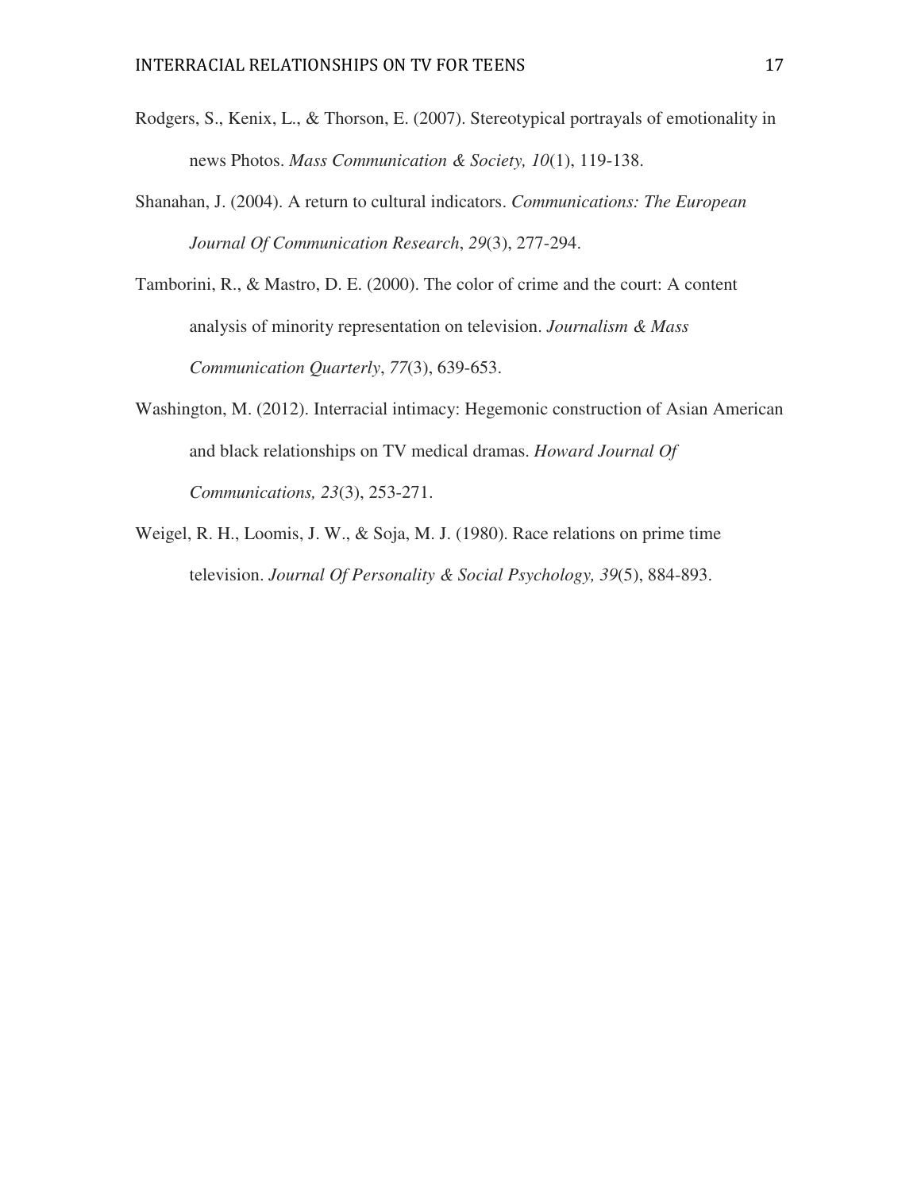Rodgers, S., Kenix, L., & Thorson, E. (2007). Stereotypical portrayals of emotionality in news Photos. *Mass Communication & Society, 10*(1), 119-138.

Shanahan, J. (2004). A return to cultural indicators. *Communications: The European Journal Of Communication Research*, *29*(3), 277-294.

Tamborini, R., & Mastro, D. E. (2000). The color of crime and the court: A content analysis of minority representation on television. *Journalism & Mass Communication Quarterly*, *77*(3), 639-653.

Washington, M. (2012). Interracial intimacy: Hegemonic construction of Asian American and black relationships on TV medical dramas. *Howard Journal Of Communications, 23*(3), 253-271.

Weigel, R. H., Loomis, J. W., & Soja, M. J. (1980). Race relations on prime time television. *Journal Of Personality & Social Psychology, 39*(5), 884-893.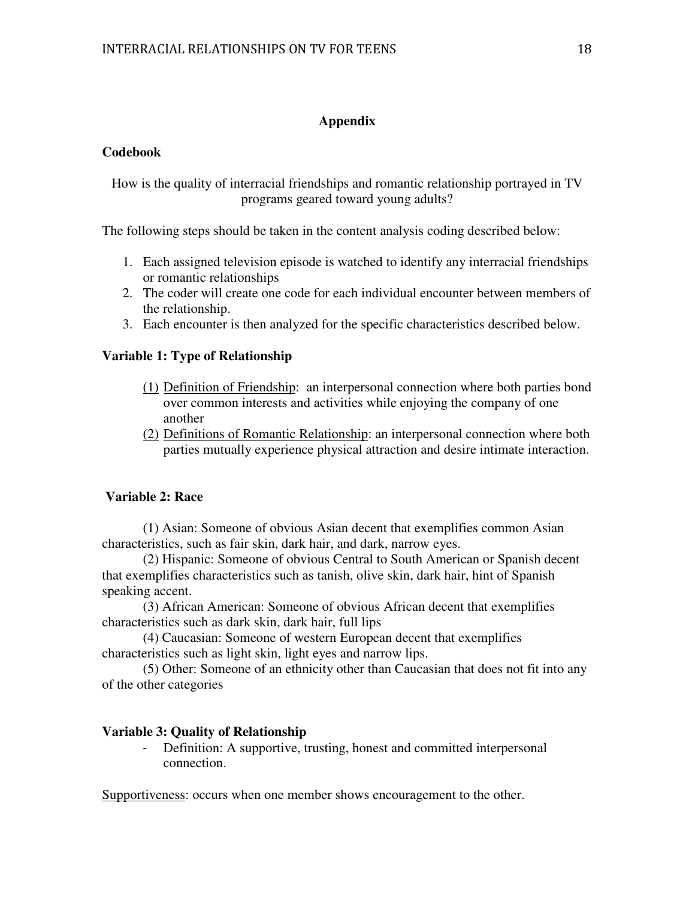## Appendix

### Codebook

How is the quality of interracial friendships and romantic relationship portrayed in TV programs geared toward young adults?

The following steps should be taken in the content analysis coding described below:

1. Each assigned television episode is watched to identify any interracial friendships or romantic relationships
2. The coder will create one code for each individual encounter between members of the relationship.
3. Each encounter is then analyzed for the specific characteristics described below.

**Variable 1: Type of Relationship**

(1) Definition of Friendship: an interpersonal connection where both parties bond over common interests and activities while enjoying the company of one another

(2) Definitions of Romantic Relationship: an interpersonal connection where both parties mutually experience physical attraction and desire intimate interaction.

**Variable 2: Race**

(1) Asian: Someone of obvious Asian decent that exemplifies common Asian characteristics, such as fair skin, dark hair, and dark, narrow eyes.

(2) Hispanic: Someone of obvious Central to South American or Spanish decent that exemplifies characteristics such as tanish, olive skin, dark hair, hint of Spanish speaking accent.

(3) African American: Someone of obvious African decent that exemplifies characteristics such as dark skin, dark hair, full lips

(4) Caucasian: Someone of western European decent that exemplifies characteristics such as light skin, light eyes and narrow lips.

(5) Other: Someone of an ethnicity other than Caucasian that does not fit into any of the other categories

**Variable 3: Quality of Relationship**

- Definition: A supportive, trusting, honest and committed interpersonal connection.

Supportiveness: occurs when one member shows encouragement to the other.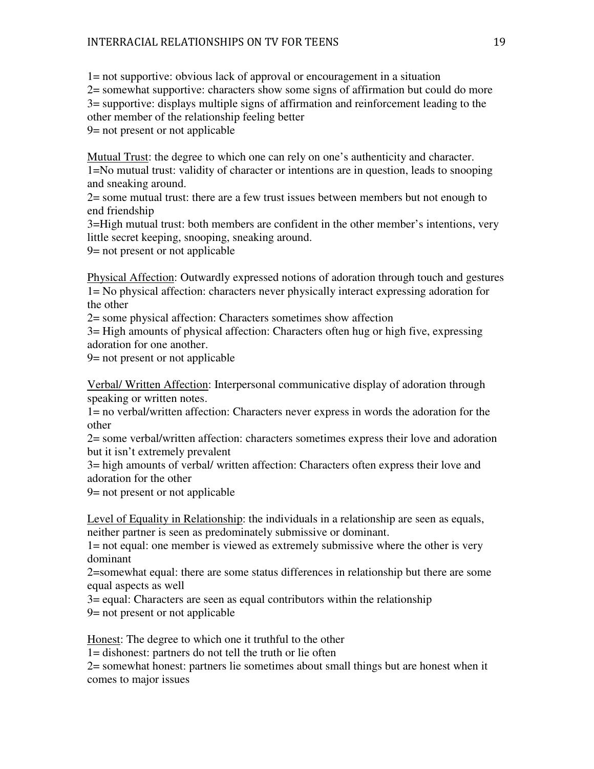1= not supportive: obvious lack of approval or encouragement in a situation
2= somewhat supportive: characters show some signs of affirmation but could do more
3= supportive: displays multiple signs of affirmation and reinforcement leading to the other member of the relationship feeling better
9= not present or not applicable

Mutual Trust: the degree to which one can rely on one's authenticity and character.
1=No mutual trust: validity of character or intentions are in question, leads to snooping and sneaking around.
2= some mutual trust: there are a few trust issues between members but not enough to end friendship
3=High mutual trust: both members are confident in the other member's intentions, very little secret keeping, snooping, sneaking around.
9= not present or not applicable

Physical Affection: Outwardly expressed notions of adoration through touch and gestures
1= No physical affection: characters never physically interact expressing adoration for the other
2= some physical affection: Characters sometimes show affection
3= High amounts of physical affection: Characters often hug or high five, expressing adoration for one another.
9= not present or not applicable

Verbal/ Written Affection: Interpersonal communicative display of adoration through speaking or written notes.
1= no verbal/written affection: Characters never express in words the adoration for the other
2= some verbal/written affection: characters sometimes express their love and adoration but it isn't extremely prevalent
3= high amounts of verbal/ written affection: Characters often express their love and adoration for the other
9= not present or not applicable

Level of Equality in Relationship: the individuals in a relationship are seen as equals, neither partner is seen as predominately submissive or dominant.
1= not equal: one member is viewed as extremely submissive where the other is very dominant
2=somewhat equal: there are some status differences in relationship but there are some equal aspects as well
3= equal: Characters are seen as equal contributors within the relationship
9= not present or not applicable

Honest: The degree to which one it truthful to the other
1= dishonest: partners do not tell the truth or lie often
2= somewhat honest: partners lie sometimes about small things but are honest when it comes to major issues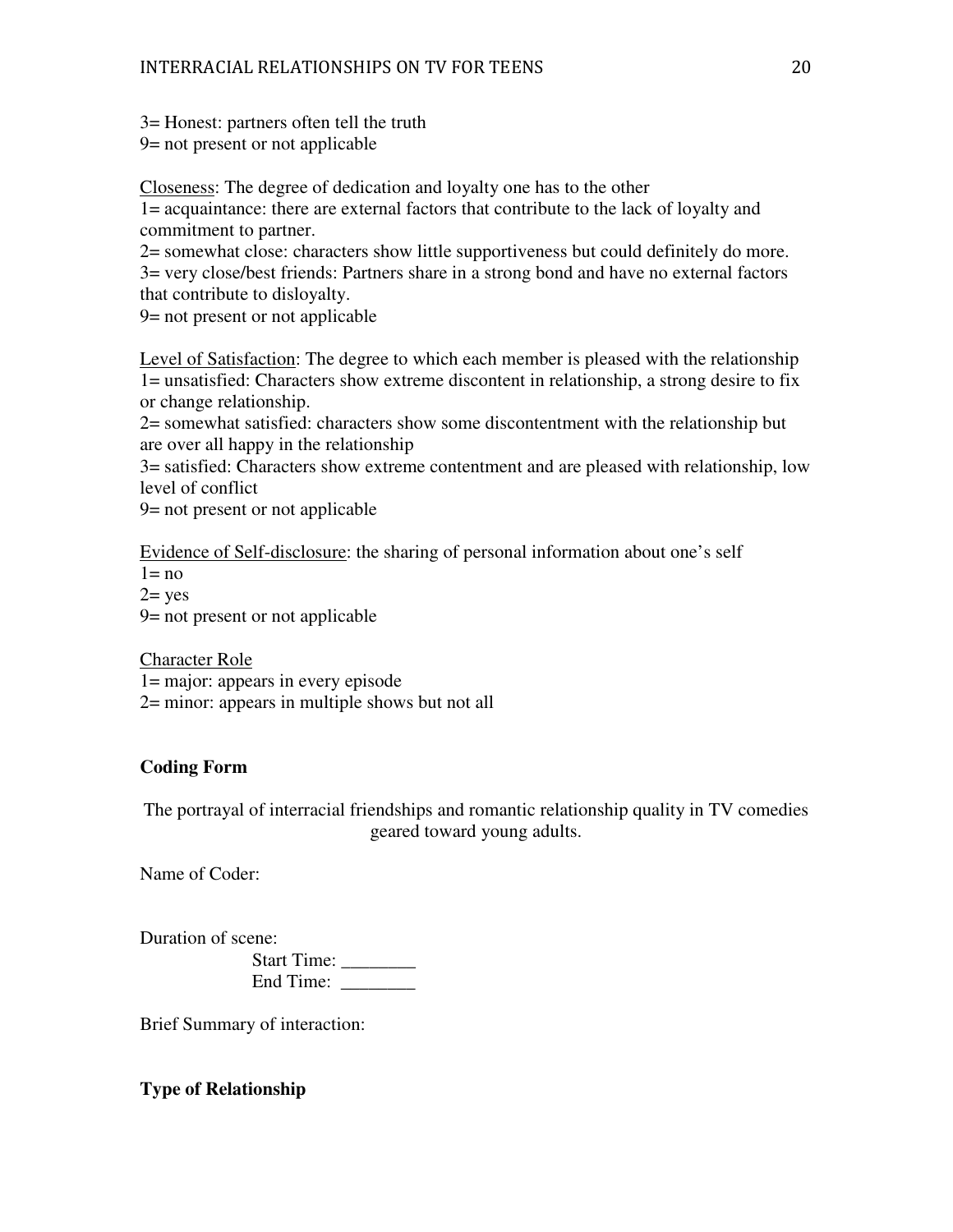3= Honest: partners often tell the truth
9= not present or not applicable

Closeness: The degree of dedication and loyalty one has to the other
1= acquaintance: there are external factors that contribute to the lack of loyalty and commitment to partner.
2= somewhat close: characters show little supportiveness but could definitely do more.
3= very close/best friends: Partners share in a strong bond and have no external factors that contribute to disloyalty.
9= not present or not applicable

Level of Satisfaction: The degree to which each member is pleased with the relationship
1= unsatisfied: Characters show extreme discontent in relationship, a strong desire to fix or change relationship.
2= somewhat satisfied: characters show some discontentment with the relationship but are over all happy in the relationship
3= satisfied: Characters show extreme contentment and are pleased with relationship, low level of conflict
9= not present or not applicable

Evidence of Self-disclosure: the sharing of personal information about one's self
1= no
2= yes
9= not present or not applicable

Character Role
1= major: appears in every episode
2= minor: appears in multiple shows but not all

**Coding Form**

The portrayal of interracial friendships and romantic relationship quality in TV comedies geared toward young adults.

Name of Coder:

Duration of scene:
Start Time: ________
End Time: ________

Brief Summary of interaction:

**Type of Relationship**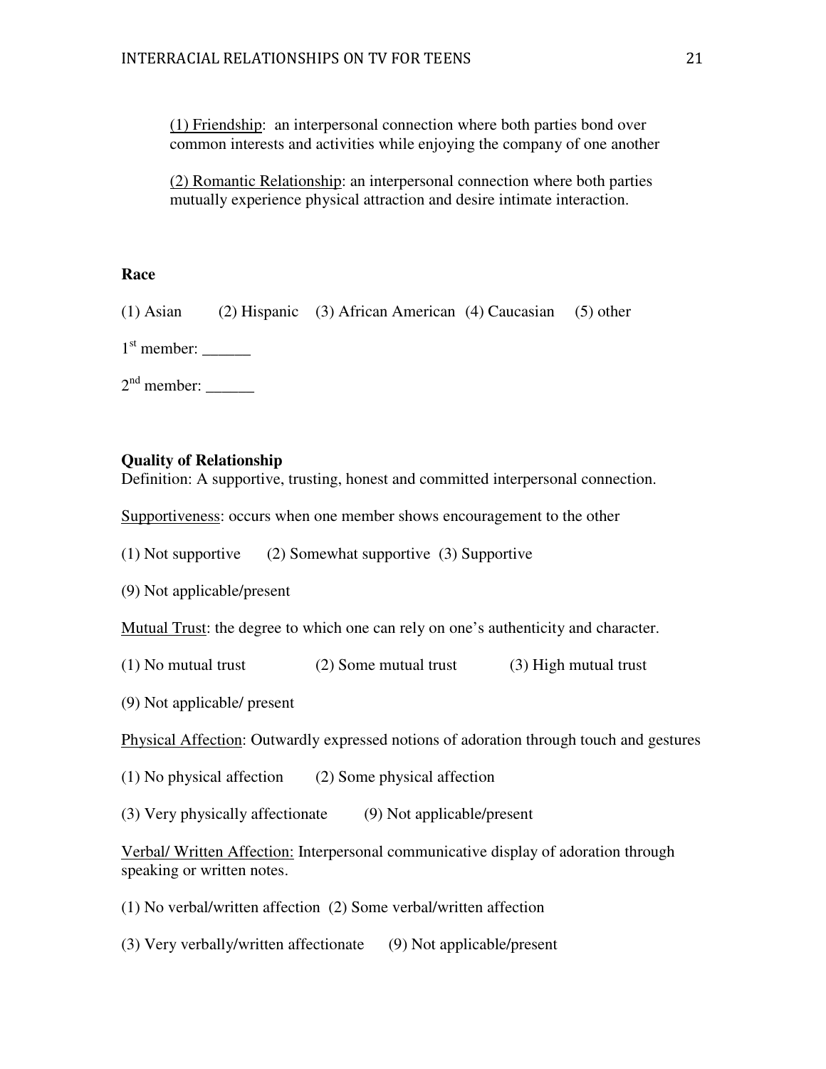(1) Friendship: an interpersonal connection where both parties bond over common interests and activities while enjoying the company of one another

(2) Romantic Relationship: an interpersonal connection where both parties mutually experience physical attraction and desire intimate interaction.

**Race**

(1) Asian (2) Hispanic (3) African American (4) Caucasian (5) other

1st member: ______

2nd member: ______

**Quality of Relationship**

Definition: A supportive, trusting, honest and committed interpersonal connection.

Supportiveness: occurs when one member shows encouragement to the other

(1) Not supportive (2) Somewhat supportive (3) Supportive

(9) Not applicable/present

Mutual Trust: the degree to which one can rely on one's authenticity and character.

(1) No mutual trust (2) Some mutual trust (3) High mutual trust

(9) Not applicable/ present

Physical Affection: Outwardly expressed notions of adoration through touch and gestures

(1) No physical affection (2) Some physical affection

(3) Very physically affectionate (9) Not applicable/present

Verbal/ Written Affection: Interpersonal communicative display of adoration through speaking or written notes.

(1) No verbal/written affection (2) Some verbal/written affection

(3) Very verbally/written affectionate (9) Not applicable/present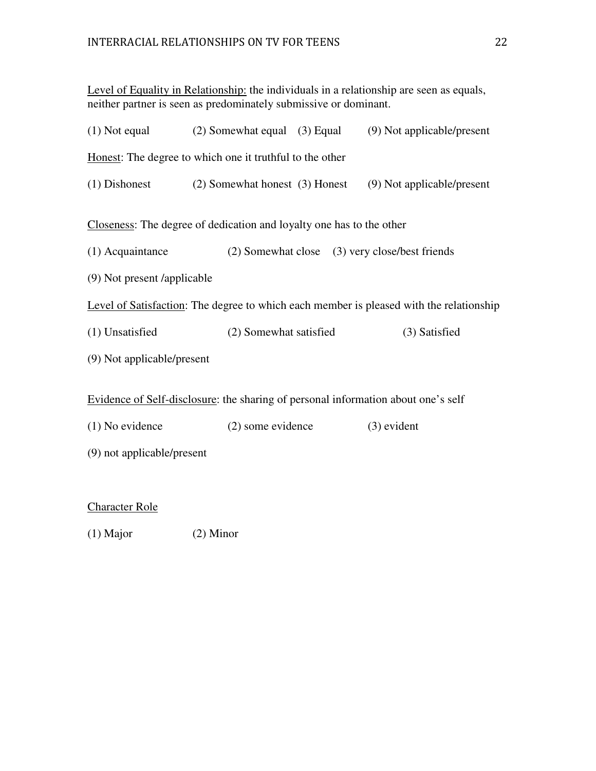Level of Equality in Relationship: the individuals in a relationship are seen as equals, neither partner is seen as predominately submissive or dominant.

(1) Not equal (2) Somewhat equal (3) Equal (9) Not applicable/present

Honest: The degree to which one it truthful to the other

(1) Dishonest (2) Somewhat honest (3) Honest (9) Not applicable/present

Closeness: The degree of dedication and loyalty one has to the other

(1) Acquaintance (2) Somewhat close (3) very close/best friends

(9) Not present /applicable

Level of Satisfaction: The degree to which each member is pleased with the relationship

(1) Unsatisfied (2) Somewhat satisfied (3) Satisfied

(9) Not applicable/present

Evidence of Self-disclosure: the sharing of personal information about one's self

(1) No evidence (2) some evidence (3) evident

(9) not applicable/present

Character Role

(1) Major (2) Minor